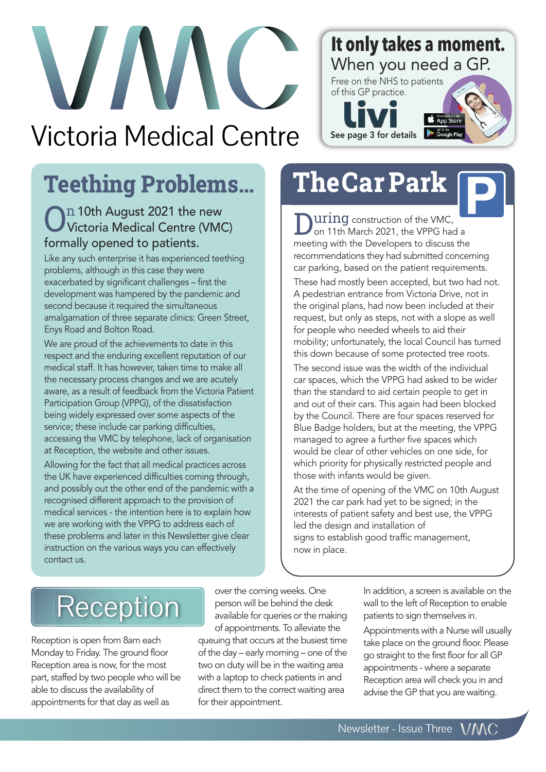# VMC

## Victoria Medical Centre

**It only takes a moment.**
When you need a GP.
Free on the NHS to patients of this GP practice.
livi
See page 3 for details

Available on the App Store
GET IT ON Google Play

## Teething Problems...

On 10th August 2021 the new Victoria Medical Centre (VMC) formally opened to patients.

Like any such enterprise it has experienced teething problems, although in this case they were exacerbated by significant challenges – first the development was hampered by the pandemic and second because it required the simultaneous amalgamation of three separate clinics: Green Street, Enys Road and Bolton Road.

We are proud of the achievements to date in this respect and the enduring excellent reputation of our medical staff. It has however, taken time to make all the necessary process changes and we are acutely aware, as a result of feedback from the Victoria Patient Participation Group (VPPG), of the dissatisfaction being widely expressed over some aspects of the service; these include car parking difficulties, accessing the VMC by telephone, lack of organisation at Reception, the website and other issues.

Allowing for the fact that all medical practices across the UK have experienced difficulties coming through, and possibly out the other end of the pandemic with a recognised different approach to the provision of medical services - the intention here is to explain how we are working with the VPPG to address each of these problems and later in this Newsletter give clear instruction on the various ways you can effectively contact us.

## The Car Park

During construction of the VMC, on 11th March 2021, the VPPG had a meeting with the Developers to discuss the recommendations they had submitted concerning car parking, based on the patient requirements.

These had mostly been accepted, but two had not. A pedestrian entrance from Victoria Drive, not in the original plans, had now been included at their request, but only as steps, not with a slope as well for people who needed wheels to aid their mobility; unfortunately, the local Council has turned this down because of some protected tree roots.

The second issue was the width of the individual car spaces, which the VPPG had asked to be wider than the standard to aid certain people to get in and out of their cars. This again had been blocked by the Council. There are four spaces reserved for Blue Badge holders, but at the meeting, the VPPG managed to agree a further five spaces which would be clear of other vehicles on one side, for which priority for physically restricted people and those with infants would be given.

At the time of opening of the VMC on 10th August 2021 the car park had yet to be signed; in the interests of patient safety and best use, the VPPG led the design and installation of signs to establish good traffic management, now in place.

## Reception

Reception is open from 8am each Monday to Friday. The ground floor Reception area is now, for the most part, staffed by two people who will be able to discuss the availability of appointments for that day as well as over the coming weeks. One person will be behind the desk available for queries or the making of appointments. To alleviate the queuing that occurs at the busiest time of the day – early morning – one of the two on duty will be in the waiting area with a laptop to check patients in and direct them to the correct waiting area for their appointment.

In addition, a screen is available on the wall to the left of Reception to enable patients to sign themselves in.

Appointments with a Nurse will usually take place on the ground floor. Please go straight to the first floor for all GP appointments - where a separate Reception area will check you in and advise the GP that you are waiting.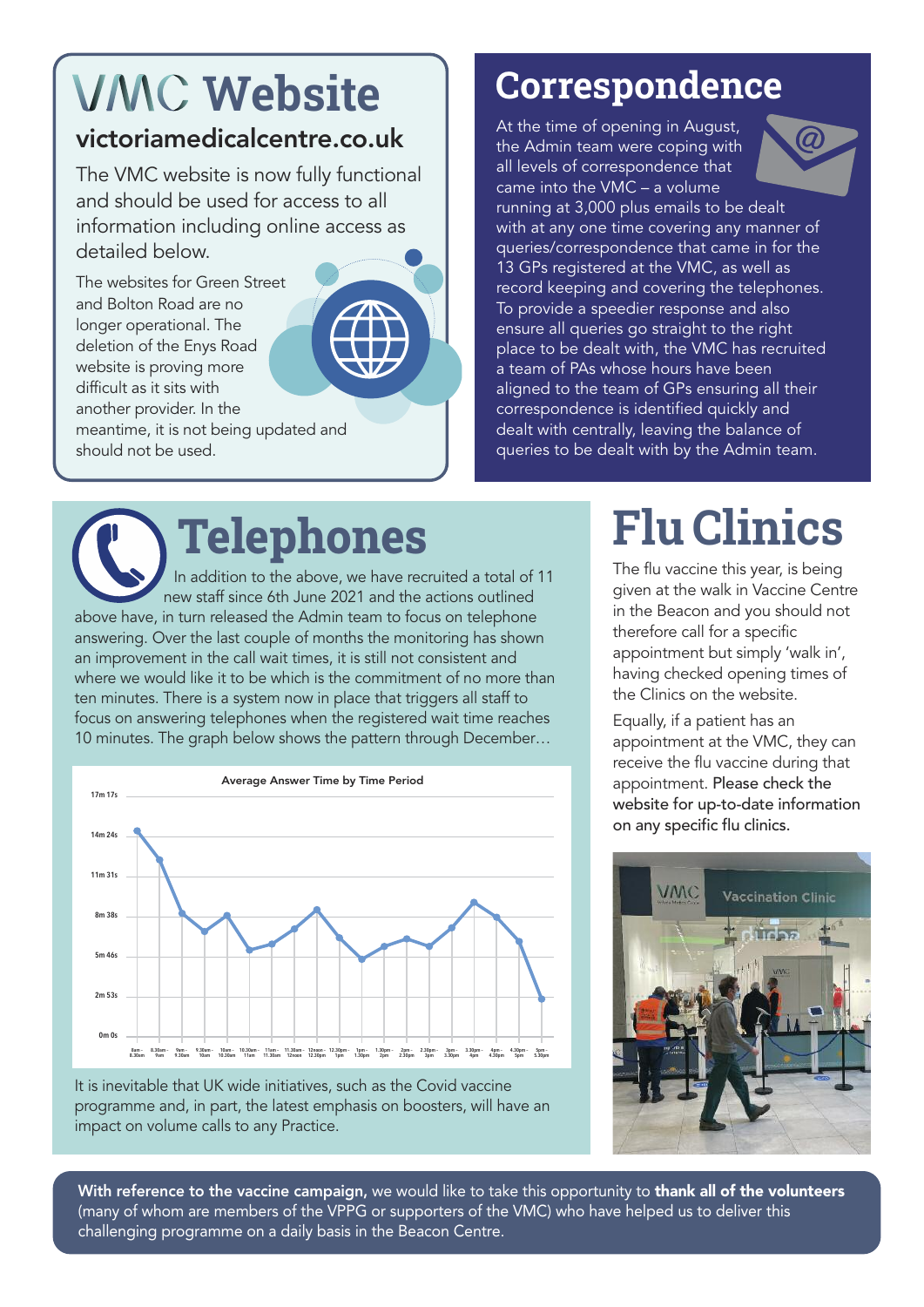# VMC Website

## victoriamedicalcentre.co.uk

The VMC website is now fully functional and should be used for access to all information including online access as detailed below.

The websites for Green Street and Bolton Road are no longer operational. The deletion of the Enys Road website is proving more difficult as it sits with another provider. In the meantime, it is not being updated and should not be used.

# Correspondence

At the time of opening in August, the Admin team were coping with all levels of correspondence that came into the VMC – a volume running at 3,000 plus emails to be dealt with at any one time covering any manner of queries/correspondence that came in for the 13 GPs registered at the VMC, as well as record keeping and covering the telephones. To provide a speedier response and also ensure all queries go straight to the right place to be dealt with, the VMC has recruited a team of PAs whose hours have been aligned to the team of GPs ensuring all their correspondence is identified quickly and dealt with centrally, leaving the balance of queries to be dealt with by the Admin team.

# Telephones

In addition to the above, we have recruited a total of 11 new staff since 6th June 2021 and the actions outlined above have, in turn released the Admin team to focus on telephone answering. Over the last couple of months the monitoring has shown an improvement in the call wait times, it is still not consistent and where we would like it to be which is the commitment of no more than ten minutes. There is a system now in place that triggers all staff to focus on answering telephones when the registered wait time reaches 10 minutes. The graph below shows the pattern through December…

**Average Answer Time by Time Period**

It is inevitable that UK wide initiatives, such as the Covid vaccine programme and, in part, the latest emphasis on boosters, will have an impact on volume calls to any Practice.

# Flu Clinics

The flu vaccine this year, is being given at the walk in Vaccine Centre in the Beacon and you should not therefore call for a specific appointment but simply 'walk in', having checked opening times of the Clinics on the website.

Equally, if a patient has an appointment at the VMC, they can receive the flu vaccine during that appointment. Please check the website for up-to-date information on any specific flu clinics.

**With reference to the vaccine campaign,** we would like to take this opportunity to **thank all of the volunteers** (many of whom are members of the VPPG or supporters of the VMC) who have helped us to deliver this challenging programme on a daily basis in the Beacon Centre.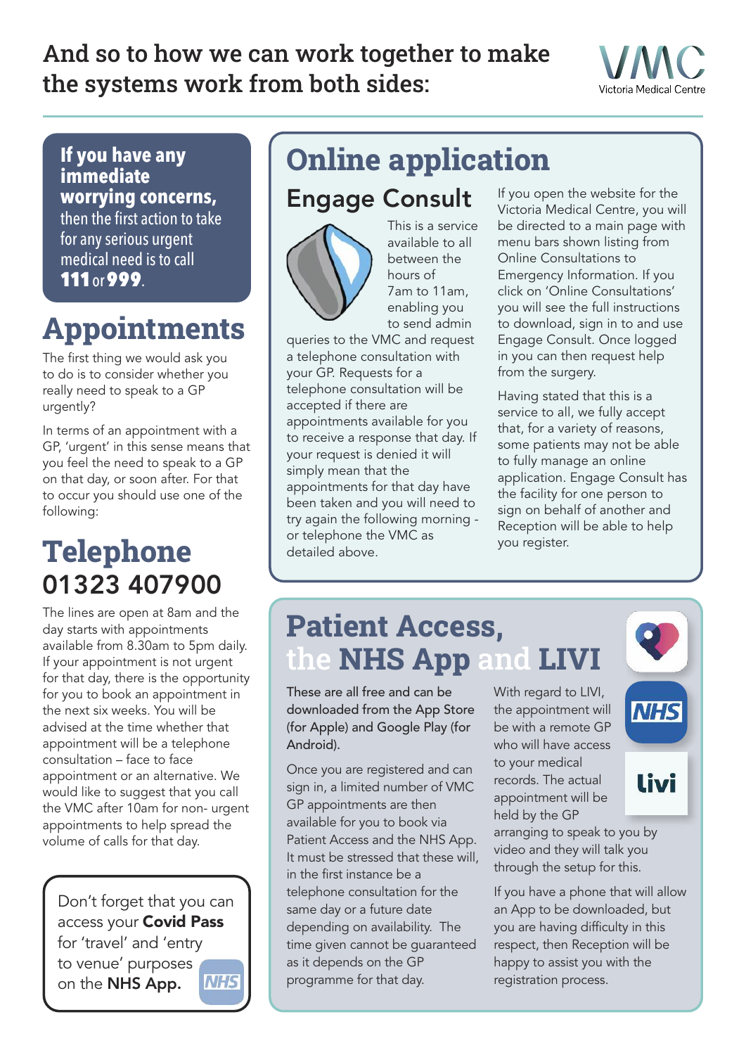# And so to how we can work together to make the systems work from both sides:

Victoria Medical Centre

**If you have any immediate worrying concerns,** then the first action to take for any serious urgent medical need is to call **111** or **999**.

## Appointments

The first thing we would ask you to do is to consider whether you really need to speak to a GP urgently?

In terms of an appointment with a GP, 'urgent' in this sense means that you feel the need to speak to a GP on that day, or soon after. For that to occur you should use one of the following:

## Telephone 01323 407900

The lines are open at 8am and the day starts with appointments available from 8.30am to 5pm daily. If your appointment is not urgent for that day, there is the opportunity for you to book an appointment in the next six weeks. You will be advised at the time whether that appointment will be a telephone consultation – face to face appointment or an alternative. We would like to suggest that you call the VMC after 10am for non- urgent appointments to help spread the volume of calls for that day.

Don't forget that you can access your **Covid Pass** for 'travel' and 'entry to venue' purposes on the **NHS App.**

## Online application

### Engage Consult

This is a service available to all between the hours of 7am to 11am, enabling you to send admin queries to the VMC and request a telephone consultation with your GP. Requests for a telephone consultation will be accepted if there are appointments available for you to receive a response that day. If your request is denied it will simply mean that the appointments for that day have been taken and you will need to try again the following morning - or telephone the VMC as detailed above.

If you open the website for the Victoria Medical Centre, you will be directed to a main page with menu bars shown listing from Online Consultations to Emergency Information. If you click on 'Online Consultations' you will see the full instructions to download, sign in to and use Engage Consult. Once logged in you can then request help from the surgery.

Having stated that this is a service to all, we fully accept that, for a variety of reasons, some patients may not be able to fully manage an online application. Engage Consult has the facility for one person to sign on behalf of another and Reception will be able to help you register.

## Patient Access, the NHS App and LIVI

These are all free and can be downloaded from the App Store (for Apple) and Google Play (for Android).

Once you are registered and can sign in, a limited number of VMC GP appointments are then available for you to book via Patient Access and the NHS App. It must be stressed that these will, in the first instance be a telephone consultation for the same day or a future date depending on availability. The time given cannot be guaranteed as it depends on the GP programme for that day.

With regard to LIVI, the appointment will be with a remote GP who will have access to your medical records. The actual appointment will be held by the GP arranging to speak to you by video and they will talk you through the setup for this.

If you have a phone that will allow an App to be downloaded, but you are having difficulty in this respect, then Reception will be happy to assist you with the registration process.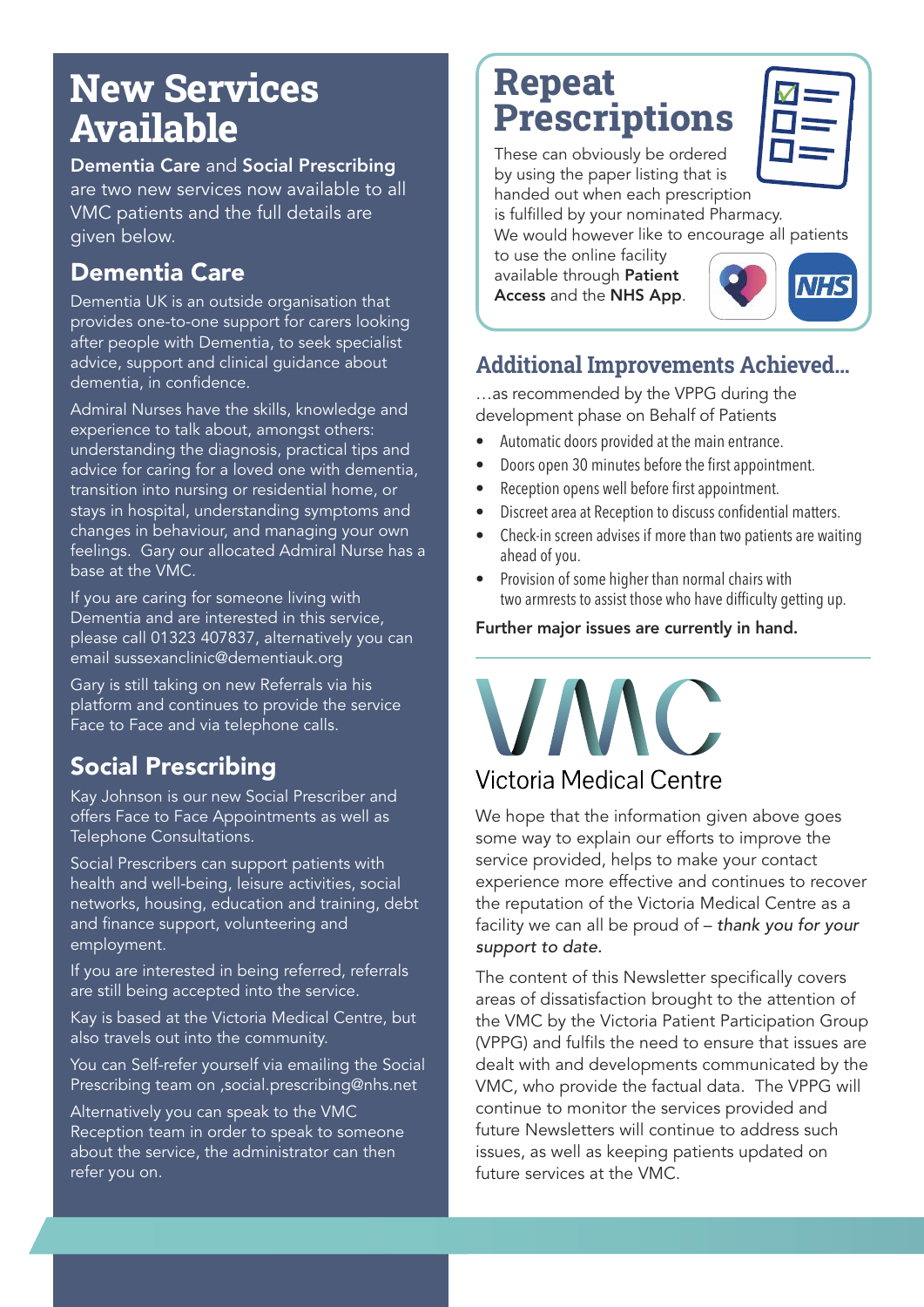# New Services Available

**Dementia Care** and **Social Prescribing** are two new services now available to all VMC patients and the full details are given below.

## Dementia Care

Dementia UK is an outside organisation that provides one-to-one support for carers looking after people with Dementia, to seek specialist advice, support and clinical guidance about dementia, in confidence.

Admiral Nurses have the skills, knowledge and experience to talk about, amongst others: understanding the diagnosis, practical tips and advice for caring for a loved one with dementia, transition into nursing or residential home, or stays in hospital, understanding symptoms and changes in behaviour, and managing your own feelings. Gary our allocated Admiral Nurse has a base at the VMC.

If you are caring for someone living with Dementia and are interested in this service, please call 01323 407837, alternatively you can email sussexanclinic@dementiauk.org

Gary is still taking on new Referrals via his platform and continues to provide the service Face to Face and via telephone calls.

## Social Prescribing

Kay Johnson is our new Social Prescriber and offers Face to Face Appointments as well as Telephone Consultations.

Social Prescribers can support patients with health and well-being, leisure activities, social networks, housing, education and training, debt and finance support, volunteering and employment.

If you are interested in being referred, referrals are still being accepted into the service.

Kay is based at the Victoria Medical Centre, but also travels out into the community.

You can Self-refer yourself via emailing the Social Prescribing team on ,social.prescribing@nhs.net

Alternatively you can speak to the VMC Reception team in order to speak to someone about the service, the administrator can then refer you on.

# Repeat Prescriptions

These can obviously be ordered by using the paper listing that is handed out when each prescription is fulfilled by your nominated Pharmacy. We would however like to encourage all patients to use the online facility available through **Patient Access** and the **NHS App**.

## Additional Improvements Achieved...

...as recommended by the VPPG during the development phase on Behalf of Patients

- Automatic doors provided at the main entrance.
- Doors open 30 minutes before the first appointment.
- Reception opens well before first appointment.
- Discreet area at Reception to discuss confidential matters.
- Check-in screen advises if more than two patients are waiting ahead of you.
- Provision of some higher than normal chairs with two armrests to assist those who have difficulty getting up.

**Further major issues are currently in hand.**

VMC

Victoria Medical Centre

We hope that the information given above goes some way to explain our efforts to improve the service provided, helps to make your contact experience more effective and continues to recover the reputation of the Victoria Medical Centre as a facility we can all be proud of – *thank you for your support to date.*

The content of this Newsletter specifically covers areas of dissatisfaction brought to the attention of the VMC by the Victoria Patient Participation Group (VPPG) and fulfils the need to ensure that issues are dealt with and developments communicated by the VMC, who provide the factual data. The VPPG will continue to monitor the services provided and future Newsletters will continue to address such issues, as well as keeping patients updated on future services at the VMC.